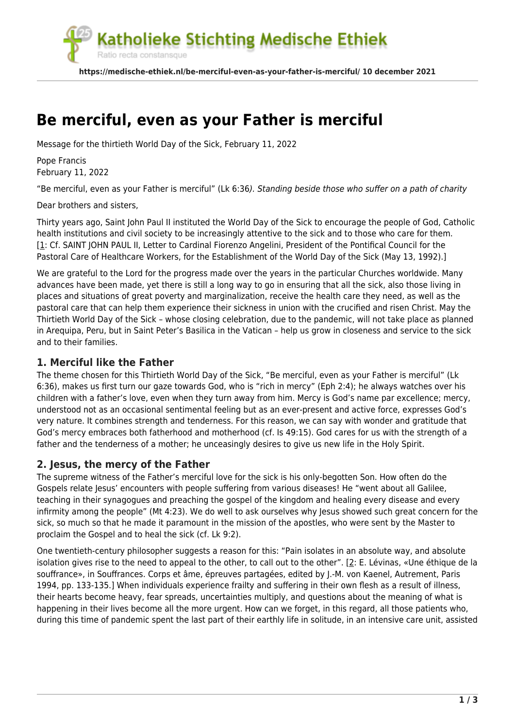# Be merciful, even as your Father is merciful

Message for the thirtieth World Day of the Sick, February 11, 2022

Pope Francis
February 11, 2022

"Be merciful, even as your Father is merciful" (Lk 6:36*). Standing beside those who suffer on a path of charity*

Dear brothers and sisters,

Thirty years ago, Saint John Paul II instituted the World Day of the Sick to encourage the people of God, Catholic health institutions and civil society to be increasingly attentive to the sick and to those who care for them. [1: Cf. SAINT JOHN PAUL II, Letter to Cardinal Fiorenzo Angelini, President of the Pontifical Council for the Pastoral Care of Healthcare Workers, for the Establishment of the World Day of the Sick (May 13, 1992).]

We are grateful to the Lord for the progress made over the years in the particular Churches worldwide. Many advances have been made, yet there is still a long way to go in ensuring that all the sick, also those living in places and situations of great poverty and marginalization, receive the health care they need, as well as the pastoral care that can help them experience their sickness in union with the crucified and risen Christ. May the Thirtieth World Day of the Sick – whose closing celebration, due to the pandemic, will not take place as planned in Arequipa, Peru, but in Saint Peter's Basilica in the Vatican – help us grow in closeness and service to the sick and to their families.

## 1. Merciful like the Father

The theme chosen for this Thirtieth World Day of the Sick, "Be merciful, even as your Father is merciful" (Lk 6:36), makes us first turn our gaze towards God, who is "rich in mercy" (Eph 2:4); he always watches over his children with a father's love, even when they turn away from him. Mercy is God's name par excellence; mercy, understood not as an occasional sentimental feeling but as an ever-present and active force, expresses God's very nature. It combines strength and tenderness. For this reason, we can say with wonder and gratitude that God's mercy embraces both fatherhood and motherhood (cf. Is 49:15). God cares for us with the strength of a father and the tenderness of a mother; he unceasingly desires to give us new life in the Holy Spirit.

## 2. Jesus, the mercy of the Father

The supreme witness of the Father's merciful love for the sick is his only-begotten Son. How often do the Gospels relate Jesus' encounters with people suffering from various diseases! He "went about all Galilee, teaching in their synagogues and preaching the gospel of the kingdom and healing every disease and every infirmity among the people" (Mt 4:23). We do well to ask ourselves why Jesus showed such great concern for the sick, so much so that he made it paramount in the mission of the apostles, who were sent by the Master to proclaim the Gospel and to heal the sick (cf. Lk 9:2).

One twentieth-century philosopher suggests a reason for this: "Pain isolates in an absolute way, and absolute isolation gives rise to the need to appeal to the other, to call out to the other". [2: E. Lévinas, «Une éthique de la souffrance», in Souffrances. Corps et âme, épreuves partagées, edited by J.-M. von Kaenel, Autrement, Paris 1994, pp. 133-135.] When individuals experience frailty and suffering in their own flesh as a result of illness, their hearts become heavy, fear spreads, uncertainties multiply, and questions about the meaning of what is happening in their lives become all the more urgent. How can we forget, in this regard, all those patients who, during this time of pandemic spent the last part of their earthly life in solitude, in an intensive care unit, assisted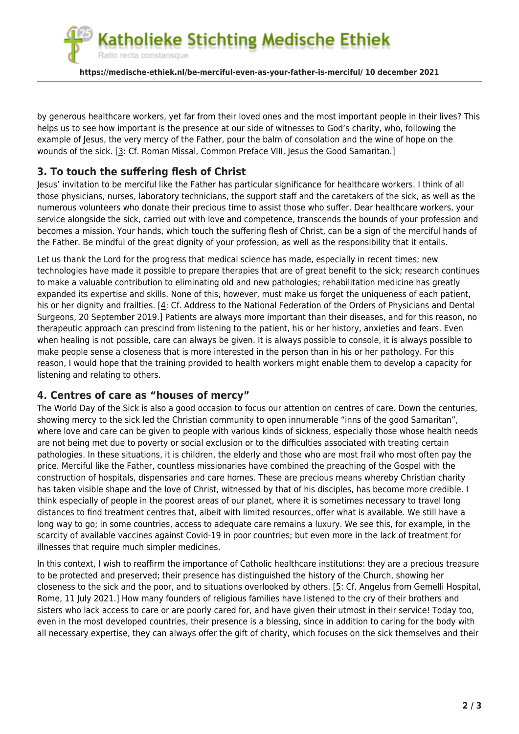by generous healthcare workers, yet far from their loved ones and the most important people in their lives? This helps us to see how important is the presence at our side of witnesses to God's charity, who, following the example of Jesus, the very mercy of the Father, pour the balm of consolation and the wine of hope on the wounds of the sick. [3: Cf. Roman Missal, Common Preface VIII, Jesus the Good Samaritan.]

## 3. To touch the suffering flesh of Christ

Jesus' invitation to be merciful like the Father has particular significance for healthcare workers. I think of all those physicians, nurses, laboratory technicians, the support staff and the caretakers of the sick, as well as the numerous volunteers who donate their precious time to assist those who suffer. Dear healthcare workers, your service alongside the sick, carried out with love and competence, transcends the bounds of your profession and becomes a mission. Your hands, which touch the suffering flesh of Christ, can be a sign of the merciful hands of the Father. Be mindful of the great dignity of your profession, as well as the responsibility that it entails.

Let us thank the Lord for the progress that medical science has made, especially in recent times; new technologies have made it possible to prepare therapies that are of great benefit to the sick; research continues to make a valuable contribution to eliminating old and new pathologies; rehabilitation medicine has greatly expanded its expertise and skills. None of this, however, must make us forget the uniqueness of each patient, his or her dignity and frailties. [4: Cf. Address to the National Federation of the Orders of Physicians and Dental Surgeons, 20 September 2019.] Patients are always more important than their diseases, and for this reason, no therapeutic approach can prescind from listening to the patient, his or her history, anxieties and fears. Even when healing is not possible, care can always be given. It is always possible to console, it is always possible to make people sense a closeness that is more interested in the person than in his or her pathology. For this reason, I would hope that the training provided to health workers might enable them to develop a capacity for listening and relating to others.

## 4. Centres of care as "houses of mercy"

The World Day of the Sick is also a good occasion to focus our attention on centres of care. Down the centuries, showing mercy to the sick led the Christian community to open innumerable "inns of the good Samaritan", where love and care can be given to people with various kinds of sickness, especially those whose health needs are not being met due to poverty or social exclusion or to the difficulties associated with treating certain pathologies. In these situations, it is children, the elderly and those who are most frail who most often pay the price. Merciful like the Father, countless missionaries have combined the preaching of the Gospel with the construction of hospitals, dispensaries and care homes. These are precious means whereby Christian charity has taken visible shape and the love of Christ, witnessed by that of his disciples, has become more credible. I think especially of people in the poorest areas of our planet, where it is sometimes necessary to travel long distances to find treatment centres that, albeit with limited resources, offer what is available. We still have a long way to go; in some countries, access to adequate care remains a luxury. We see this, for example, in the scarcity of available vaccines against Covid-19 in poor countries; but even more in the lack of treatment for illnesses that require much simpler medicines.

In this context, I wish to reaffirm the importance of Catholic healthcare institutions: they are a precious treasure to be protected and preserved; their presence has distinguished the history of the Church, showing her closeness to the sick and the poor, and to situations overlooked by others. [5: Cf. Angelus from Gemelli Hospital, Rome, 11 July 2021.] How many founders of religious families have listened to the cry of their brothers and sisters who lack access to care or are poorly cared for, and have given their utmost in their service! Today too, even in the most developed countries, their presence is a blessing, since in addition to caring for the body with all necessary expertise, they can always offer the gift of charity, which focuses on the sick themselves and their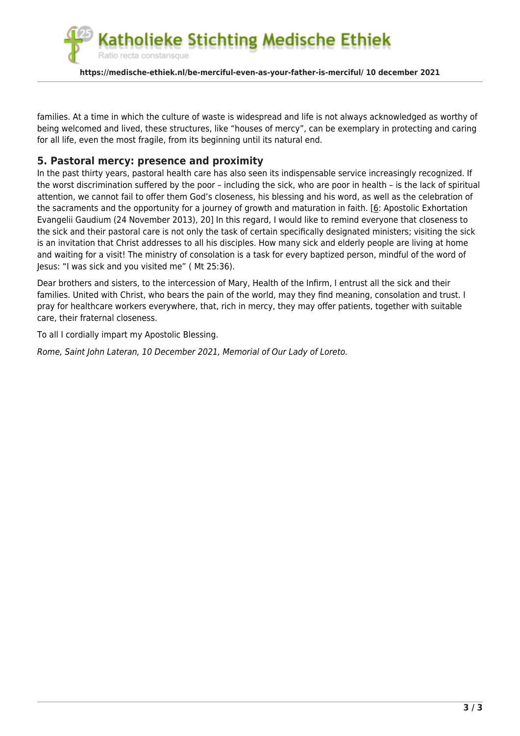families. At a time in which the culture of waste is widespread and life is not always acknowledged as worthy of being welcomed and lived, these structures, like "houses of mercy", can be exemplary in protecting and caring for all life, even the most fragile, from its beginning until its natural end.

## 5. Pastoral mercy: presence and proximity

In the past thirty years, pastoral health care has also seen its indispensable service increasingly recognized. If the worst discrimination suffered by the poor – including the sick, who are poor in health – is the lack of spiritual attention, we cannot fail to offer them God's closeness, his blessing and his word, as well as the celebration of the sacraments and the opportunity for a journey of growth and maturation in faith. [6: Apostolic Exhortation Evangelii Gaudium (24 November 2013), 20] In this regard, I would like to remind everyone that closeness to the sick and their pastoral care is not only the task of certain specifically designated ministers; visiting the sick is an invitation that Christ addresses to all his disciples. How many sick and elderly people are living at home and waiting for a visit! The ministry of consolation is a task for every baptized person, mindful of the word of Jesus: "I was sick and you visited me" ( Mt 25:36).

Dear brothers and sisters, to the intercession of Mary, Health of the Infirm, I entrust all the sick and their families. United with Christ, who bears the pain of the world, may they find meaning, consolation and trust. I pray for healthcare workers everywhere, that, rich in mercy, they may offer patients, together with suitable care, their fraternal closeness.

To all I cordially impart my Apostolic Blessing.

*Rome, Saint John Lateran, 10 December 2021, Memorial of Our Lady of Loreto.*